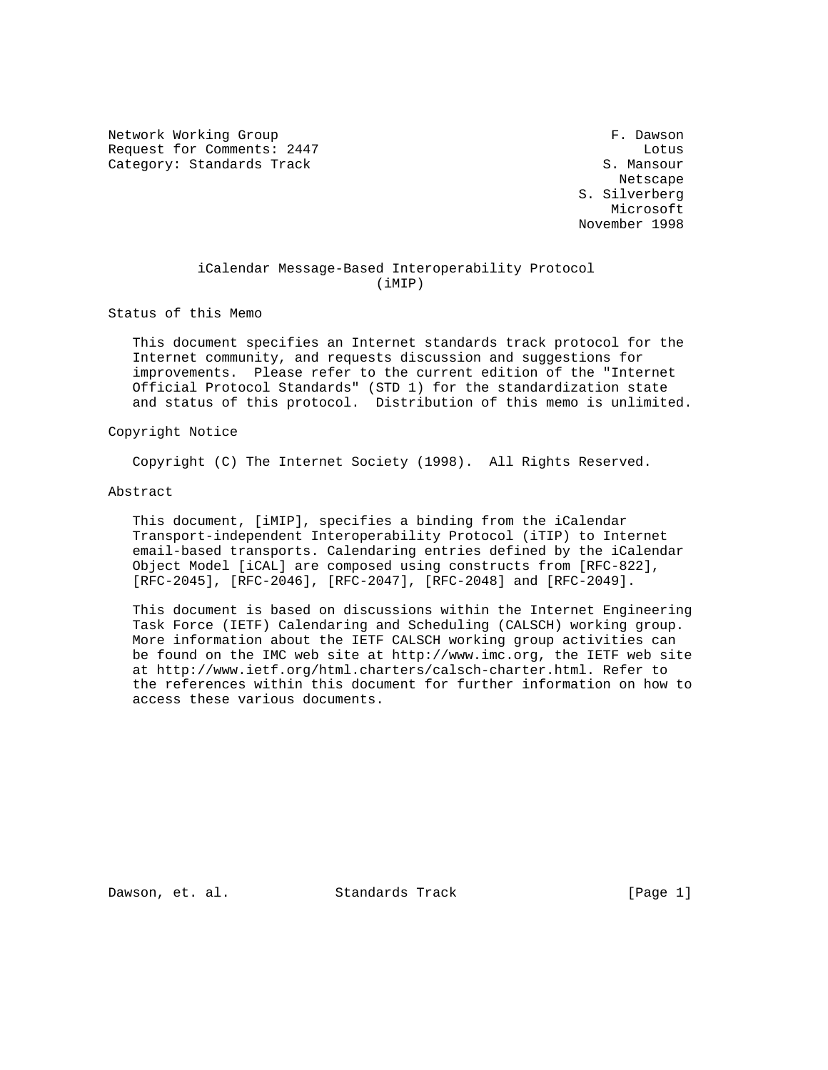Network Working Group F. Dawson
Request for Comments: 2447 Lotus
Category: Standards Track S. Mansour
Netscape
S. Silverberg
Microsoft
November 1998

# iCalendar Message-Based Interoperability Protocol (iMIP)

## Status of this Memo

This document specifies an Internet standards track protocol for the Internet community, and requests discussion and suggestions for improvements. Please refer to the current edition of the "Internet Official Protocol Standards" (STD 1) for the standardization state and status of this protocol. Distribution of this memo is unlimited.

## Copyright Notice

Copyright (C) The Internet Society (1998). All Rights Reserved.

## Abstract

This document, [iMIP], specifies a binding from the iCalendar Transport-independent Interoperability Protocol (iTIP) to Internet email-based transports. Calendaring entries defined by the iCalendar Object Model [iCAL] are composed using constructs from [RFC-822], [RFC-2045], [RFC-2046], [RFC-2047], [RFC-2048] and [RFC-2049].

This document is based on discussions within the Internet Engineering Task Force (IETF) Calendaring and Scheduling (CALSCH) working group. More information about the IETF CALSCH working group activities can be found on the IMC web site at http://www.imc.org, the IETF web site at http://www.ietf.org/html.charters/calsch-charter.html. Refer to the references within this document for further information on how to access these various documents.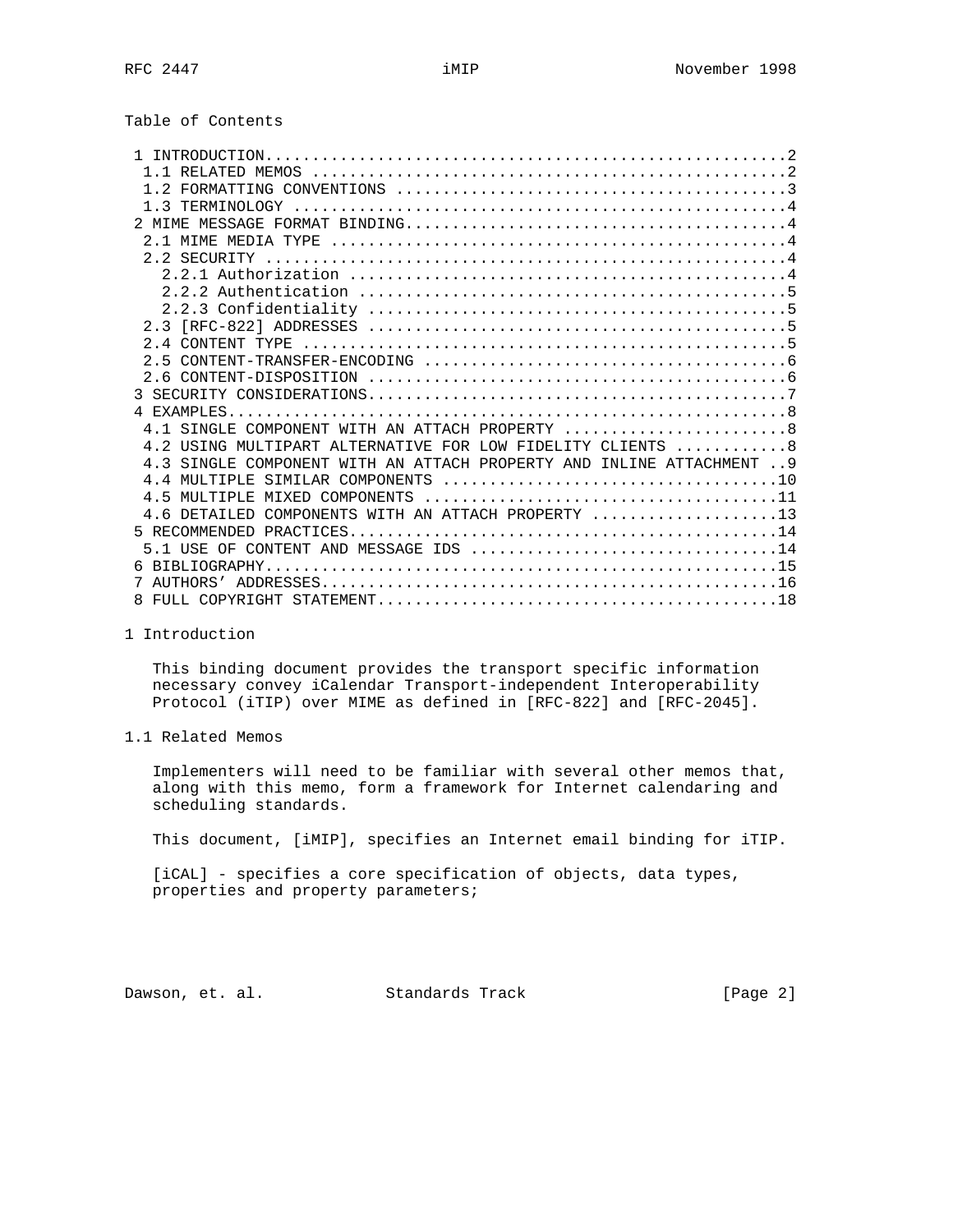Table of Contents

```
 1 INTRODUCTION........................................................2
  1.1 RELATED MEMOS ..................................................2
  1.2 FORMATTING CONVENTIONS .........................................3
  1.3 TERMINOLOGY ....................................................4
 2 MIME MESSAGE FORMAT BINDING........................................4
  2.1 MIME MEDIA TYPE ................................................4
  2.2 SECURITY .......................................................4
    2.2.1 Authorization ..............................................4
    2.2.2 Authentication .............................................5
    2.2.3 Confidentiality ............................................5
  2.3 [RFC-822] ADDRESSES ............................................5
  2.4 CONTENT TYPE ...................................................5
  2.5 CONTENT-TRANSFER-ENCODING ......................................6
  2.6 CONTENT-DISPOSITION ............................................6
 3 SECURITY CONSIDERATIONS............................................7
 4 EXAMPLES...........................................................8
  4.1 SINGLE COMPONENT WITH AN ATTACH PROPERTY .......................8
  4.2 USING MULTIPART ALTERNATIVE FOR LOW FIDELITY CLIENTS ...........8
  4.3 SINGLE COMPONENT WITH AN ATTACH PROPERTY AND INLINE ATTACHMENT ..9
  4.4 MULTIPLE SIMILAR COMPONENTS ...................................10
  4.5 MULTIPLE MIXED COMPONENTS .....................................11
  4.6 DETAILED COMPONENTS WITH AN ATTACH PROPERTY ...................13
 5 RECOMMENDED PRACTICES.............................................14
  5.1 USE OF CONTENT AND MESSAGE IDS ................................14
 6 BIBLIOGRAPHY......................................................15
 7 AUTHORS' ADDRESSES................................................16
 8 FULL COPYRIGHT STATEMENT..........................................18
```

## 1 Introduction

This binding document provides the transport specific information necessary convey iCalendar Transport-independent Interoperability Protocol (iTIP) over MIME as defined in [RFC-822] and [RFC-2045].

### 1.1 Related Memos

Implementers will need to be familiar with several other memos that, along with this memo, form a framework for Internet calendaring and scheduling standards.

This document, [iMIP], specifies an Internet email binding for iTIP.

[iCAL] - specifies a core specification of objects, data types, properties and property parameters;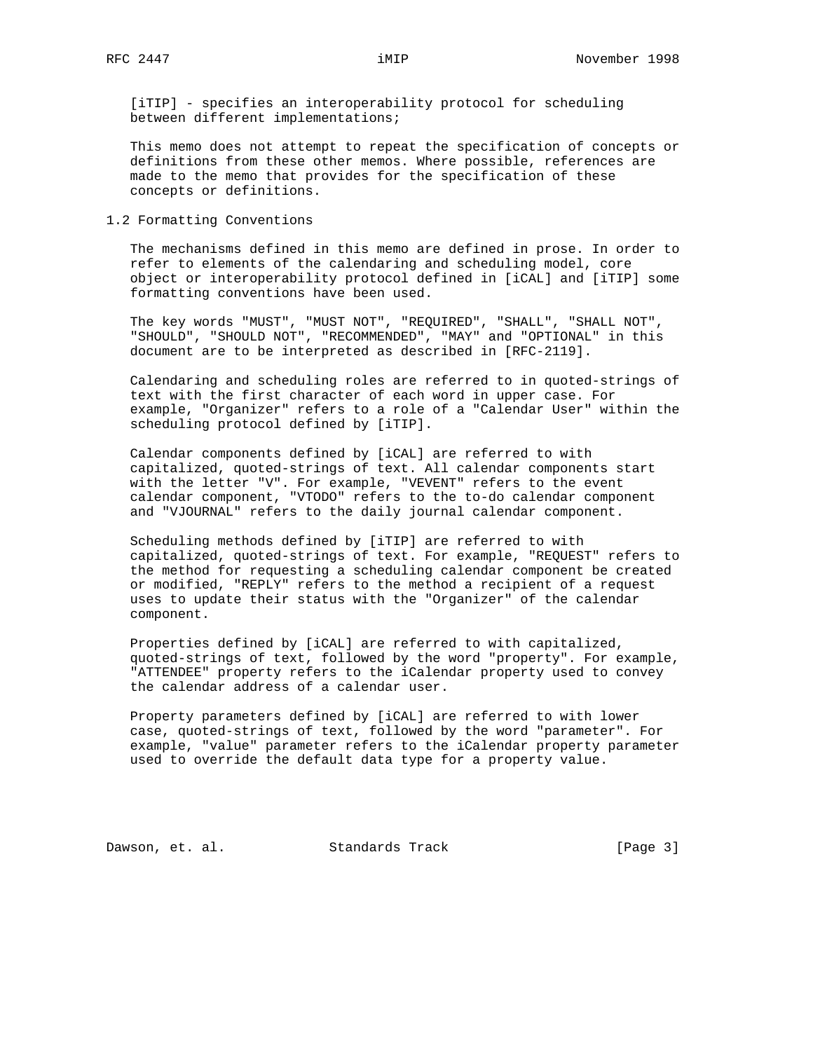[iTIP] - specifies an interoperability protocol for scheduling between different implementations;

This memo does not attempt to repeat the specification of concepts or definitions from these other memos. Where possible, references are made to the memo that provides for the specification of these concepts or definitions.

## 1.2 Formatting Conventions

The mechanisms defined in this memo are defined in prose. In order to refer to elements of the calendaring and scheduling model, core object or interoperability protocol defined in [iCAL] and [iTIP] some formatting conventions have been used.

The key words "MUST", "MUST NOT", "REQUIRED", "SHALL", "SHALL NOT", "SHOULD", "SHOULD NOT", "RECOMMENDED", "MAY" and "OPTIONAL" in this document are to be interpreted as described in [RFC-2119].

Calendaring and scheduling roles are referred to in quoted-strings of text with the first character of each word in upper case. For example, "Organizer" refers to a role of a "Calendar User" within the scheduling protocol defined by [iTIP].

Calendar components defined by [iCAL] are referred to with capitalized, quoted-strings of text. All calendar components start with the letter "V". For example, "VEVENT" refers to the event calendar component, "VTODO" refers to the to-do calendar component and "VJOURNAL" refers to the daily journal calendar component.

Scheduling methods defined by [iTIP] are referred to with capitalized, quoted-strings of text. For example, "REQUEST" refers to the method for requesting a scheduling calendar component be created or modified, "REPLY" refers to the method a recipient of a request uses to update their status with the "Organizer" of the calendar component.

Properties defined by [iCAL] are referred to with capitalized, quoted-strings of text, followed by the word "property". For example, "ATTENDEE" property refers to the iCalendar property used to convey the calendar address of a calendar user.

Property parameters defined by [iCAL] are referred to with lower case, quoted-strings of text, followed by the word "parameter". For example, "value" parameter refers to the iCalendar property parameter used to override the default data type for a property value.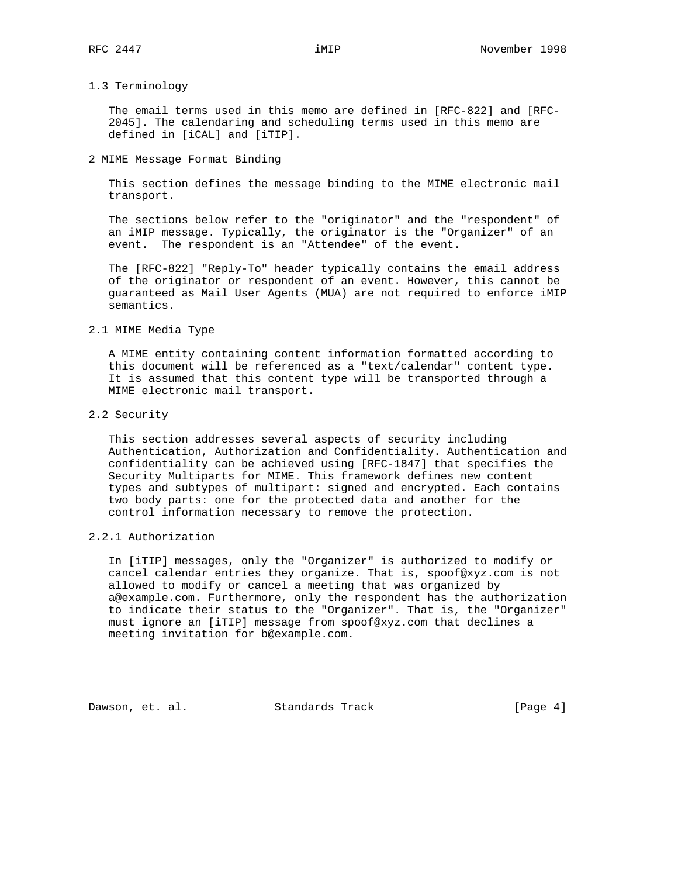### 1.3 Terminology

The email terms used in this memo are defined in [RFC-822] and [RFC-2045]. The calendaring and scheduling terms used in this memo are defined in [iCAL] and [iTIP].

## 2 MIME Message Format Binding

This section defines the message binding to the MIME electronic mail transport.

The sections below refer to the "originator" and the "respondent" of an iMIP message. Typically, the originator is the "Organizer" of an event. The respondent is an "Attendee" of the event.

The [RFC-822] "Reply-To" header typically contains the email address of the originator or respondent of an event. However, this cannot be guaranteed as Mail User Agents (MUA) are not required to enforce iMIP semantics.

### 2.1 MIME Media Type

A MIME entity containing content information formatted according to this document will be referenced as a "text/calendar" content type. It is assumed that this content type will be transported through a MIME electronic mail transport.

### 2.2 Security

This section addresses several aspects of security including Authentication, Authorization and Confidentiality. Authentication and confidentiality can be achieved using [RFC-1847] that specifies the Security Multiparts for MIME. This framework defines new content types and subtypes of multipart: signed and encrypted. Each contains two body parts: one for the protected data and another for the control information necessary to remove the protection.

#### 2.2.1 Authorization

In [iTIP] messages, only the "Organizer" is authorized to modify or cancel calendar entries they organize. That is, spoof@xyz.com is not allowed to modify or cancel a meeting that was organized by a@example.com. Furthermore, only the respondent has the authorization to indicate their status to the "Organizer". That is, the "Organizer" must ignore an [iTIP] message from spoof@xyz.com that declines a meeting invitation for b@example.com.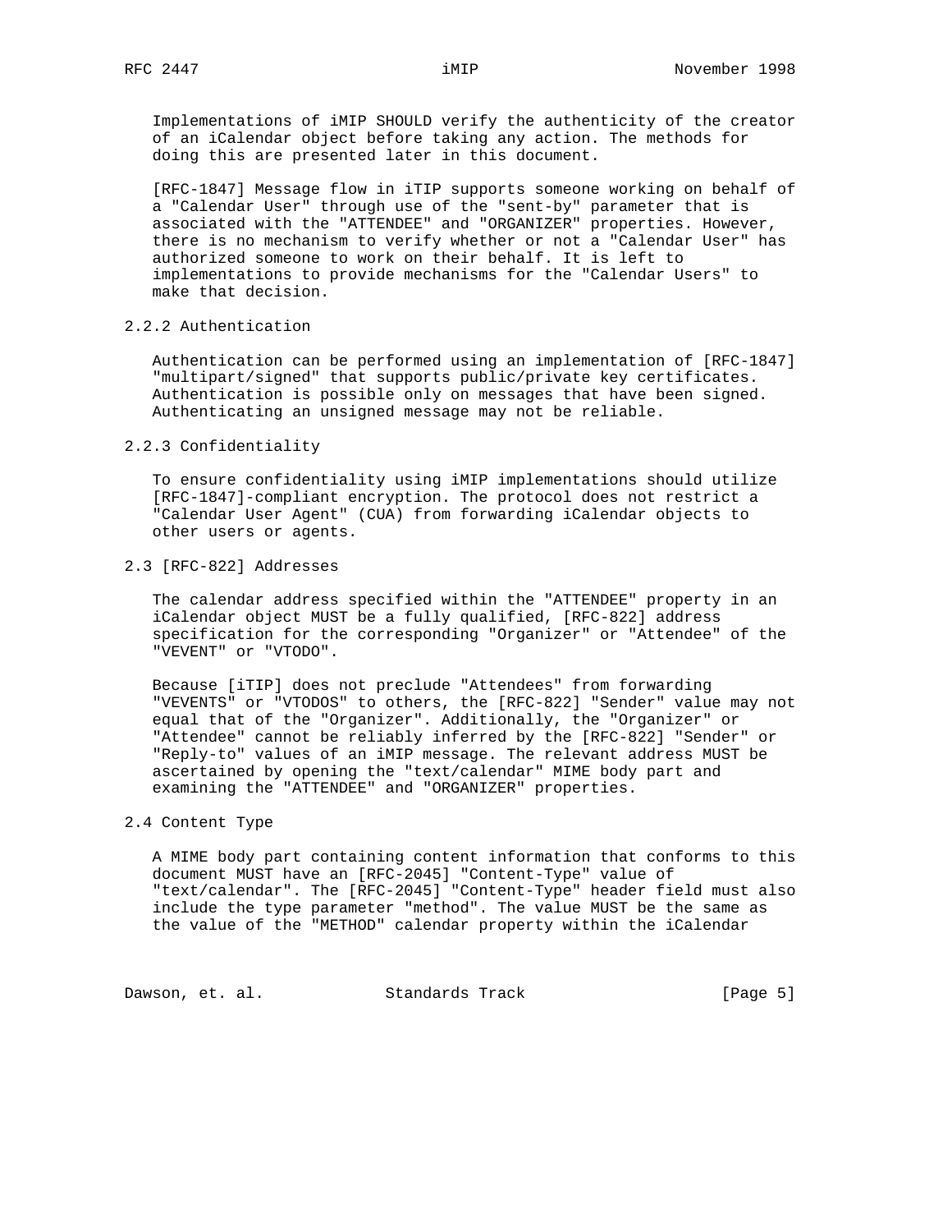Implementations of iMIP SHOULD verify the authenticity of the creator of an iCalendar object before taking any action. The methods for doing this are presented later in this document.

[RFC-1847] Message flow in iTIP supports someone working on behalf of a "Calendar User" through use of the "sent-by" parameter that is associated with the "ATTENDEE" and "ORGANIZER" properties. However, there is no mechanism to verify whether or not a "Calendar User" has authorized someone to work on their behalf. It is left to implementations to provide mechanisms for the "Calendar Users" to make that decision.

### 2.2.2 Authentication

Authentication can be performed using an implementation of [RFC-1847] "multipart/signed" that supports public/private key certificates. Authentication is possible only on messages that have been signed. Authenticating an unsigned message may not be reliable.

### 2.2.3 Confidentiality

To ensure confidentiality using iMIP implementations should utilize [RFC-1847]-compliant encryption. The protocol does not restrict a "Calendar User Agent" (CUA) from forwarding iCalendar objects to other users or agents.

## 2.3 [RFC-822] Addresses

The calendar address specified within the "ATTENDEE" property in an iCalendar object MUST be a fully qualified, [RFC-822] address specification for the corresponding "Organizer" or "Attendee" of the "VEVENT" or "VTODO".

Because [iTIP] does not preclude "Attendees" from forwarding "VEVENTS" or "VTODOS" to others, the [RFC-822] "Sender" value may not equal that of the "Organizer". Additionally, the "Organizer" or "Attendee" cannot be reliably inferred by the [RFC-822] "Sender" or "Reply-to" values of an iMIP message. The relevant address MUST be ascertained by opening the "text/calendar" MIME body part and examining the "ATTENDEE" and "ORGANIZER" properties.

## 2.4 Content Type

A MIME body part containing content information that conforms to this document MUST have an [RFC-2045] "Content-Type" value of "text/calendar". The [RFC-2045] "Content-Type" header field must also include the type parameter "method". The value MUST be the same as the value of the "METHOD" calendar property within the iCalendar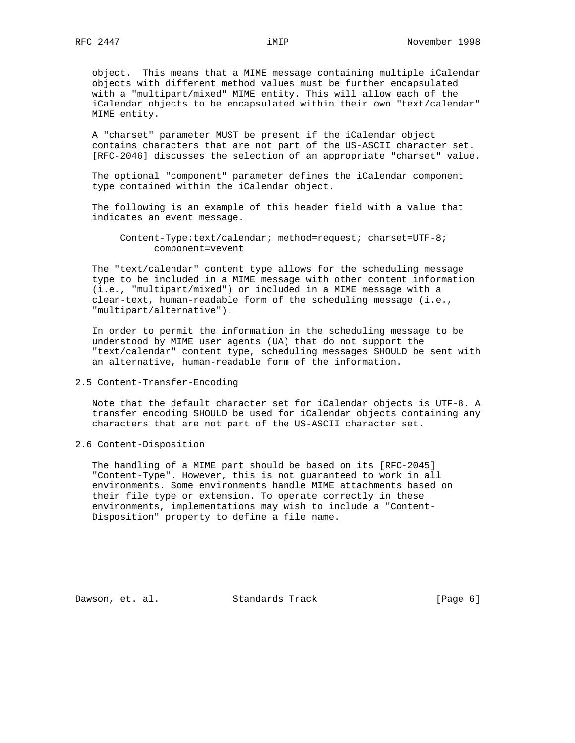object. This means that a MIME message containing multiple iCalendar objects with different method values must be further encapsulated with a "multipart/mixed" MIME entity. This will allow each of the iCalendar objects to be encapsulated within their own "text/calendar" MIME entity.

A "charset" parameter MUST be present if the iCalendar object contains characters that are not part of the US-ASCII character set. [RFC-2046] discusses the selection of an appropriate "charset" value.

The optional "component" parameter defines the iCalendar component type contained within the iCalendar object.

The following is an example of this header field with a value that indicates an event message.

```
Content-Type:text/calendar; method=request; charset=UTF-8;
      component=vevent
```

The "text/calendar" content type allows for the scheduling message type to be included in a MIME message with other content information (i.e., "multipart/mixed") or included in a MIME message with a clear-text, human-readable form of the scheduling message (i.e., "multipart/alternative").

In order to permit the information in the scheduling message to be understood by MIME user agents (UA) that do not support the "text/calendar" content type, scheduling messages SHOULD be sent with an alternative, human-readable form of the information.

## 2.5 Content-Transfer-Encoding

Note that the default character set for iCalendar objects is UTF-8. A transfer encoding SHOULD be used for iCalendar objects containing any characters that are not part of the US-ASCII character set.

## 2.6 Content-Disposition

The handling of a MIME part should be based on its [RFC-2045] "Content-Type". However, this is not guaranteed to work in all environments. Some environments handle MIME attachments based on their file type or extension. To operate correctly in these environments, implementations may wish to include a "Content-Disposition" property to define a file name.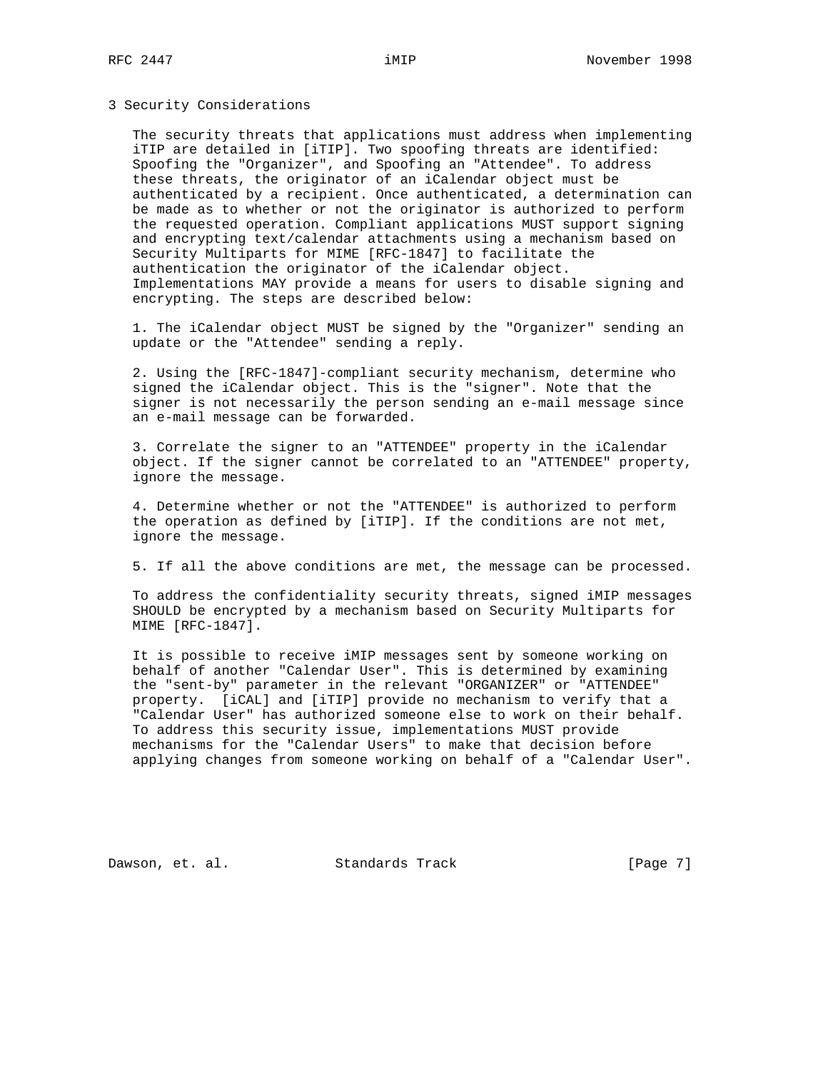# 3 Security Considerations

The security threats that applications must address when implementing iTIP are detailed in [iTIP]. Two spoofing threats are identified: Spoofing the "Organizer", and Spoofing an "Attendee". To address these threats, the originator of an iCalendar object must be authenticated by a recipient. Once authenticated, a determination can be made as to whether or not the originator is authorized to perform the requested operation. Compliant applications MUST support signing and encrypting text/calendar attachments using a mechanism based on Security Multiparts for MIME [RFC-1847] to facilitate the authentication the originator of the iCalendar object. Implementations MAY provide a means for users to disable signing and encrypting. The steps are described below:

1. The iCalendar object MUST be signed by the "Organizer" sending an update or the "Attendee" sending a reply.

2. Using the [RFC-1847]-compliant security mechanism, determine who signed the iCalendar object. This is the "signer". Note that the signer is not necessarily the person sending an e-mail message since an e-mail message can be forwarded.

3. Correlate the signer to an "ATTENDEE" property in the iCalendar object. If the signer cannot be correlated to an "ATTENDEE" property, ignore the message.

4. Determine whether or not the "ATTENDEE" is authorized to perform the operation as defined by [iTIP]. If the conditions are not met, ignore the message.

5. If all the above conditions are met, the message can be processed.

To address the confidentiality security threats, signed iMIP messages SHOULD be encrypted by a mechanism based on Security Multiparts for MIME [RFC-1847].

It is possible to receive iMIP messages sent by someone working on behalf of another "Calendar User". This is determined by examining the "sent-by" parameter in the relevant "ORGANIZER" or "ATTENDEE" property. [iCAL] and [iTIP] provide no mechanism to verify that a "Calendar User" has authorized someone else to work on their behalf. To address this security issue, implementations MUST provide mechanisms for the "Calendar Users" to make that decision before applying changes from someone working on behalf of a "Calendar User".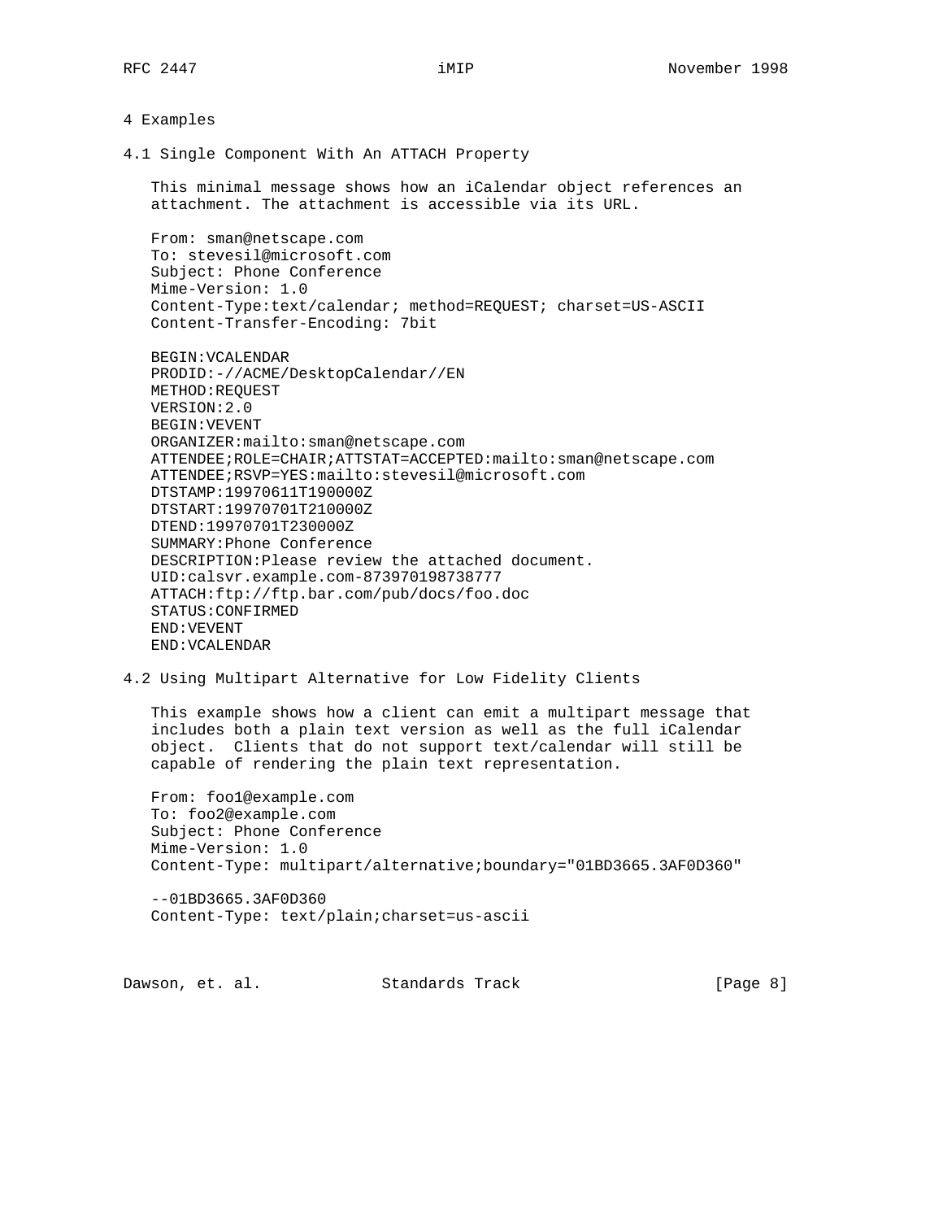# 4 Examples

## 4.1 Single Component With An ATTACH Property

This minimal message shows how an iCalendar object references an attachment. The attachment is accessible via its URL.

```
From: sman@netscape.com
To: stevesil@microsoft.com
Subject: Phone Conference
Mime-Version: 1.0
Content-Type:text/calendar; method=REQUEST; charset=US-ASCII
Content-Transfer-Encoding: 7bit

BEGIN:VCALENDAR
PRODID:-//ACME/DesktopCalendar//EN
METHOD:REQUEST
VERSION:2.0
BEGIN:VEVENT
ORGANIZER:mailto:sman@netscape.com
ATTENDEE;ROLE=CHAIR;ATTSTAT=ACCEPTED:mailto:sman@netscape.com
ATTENDEE;RSVP=YES:mailto:stevesil@microsoft.com
DTSTAMP:19970611T190000Z
DTSTART:19970701T210000Z
DTEND:19970701T230000Z
SUMMARY:Phone Conference
DESCRIPTION:Please review the attached document.
UID:calsvr.example.com-873970198738777
ATTACH:ftp://ftp.bar.com/pub/docs/foo.doc
STATUS:CONFIRMED
END:VEVENT
END:VCALENDAR
```

## 4.2 Using Multipart Alternative for Low Fidelity Clients

This example shows how a client can emit a multipart message that includes both a plain text version as well as the full iCalendar object. Clients that do not support text/calendar will still be capable of rendering the plain text representation.

```
From: foo1@example.com
To: foo2@example.com
Subject: Phone Conference
Mime-Version: 1.0
Content-Type: multipart/alternative;boundary="01BD3665.3AF0D360"

--01BD3665.3AF0D360
Content-Type: text/plain;charset=us-ascii
```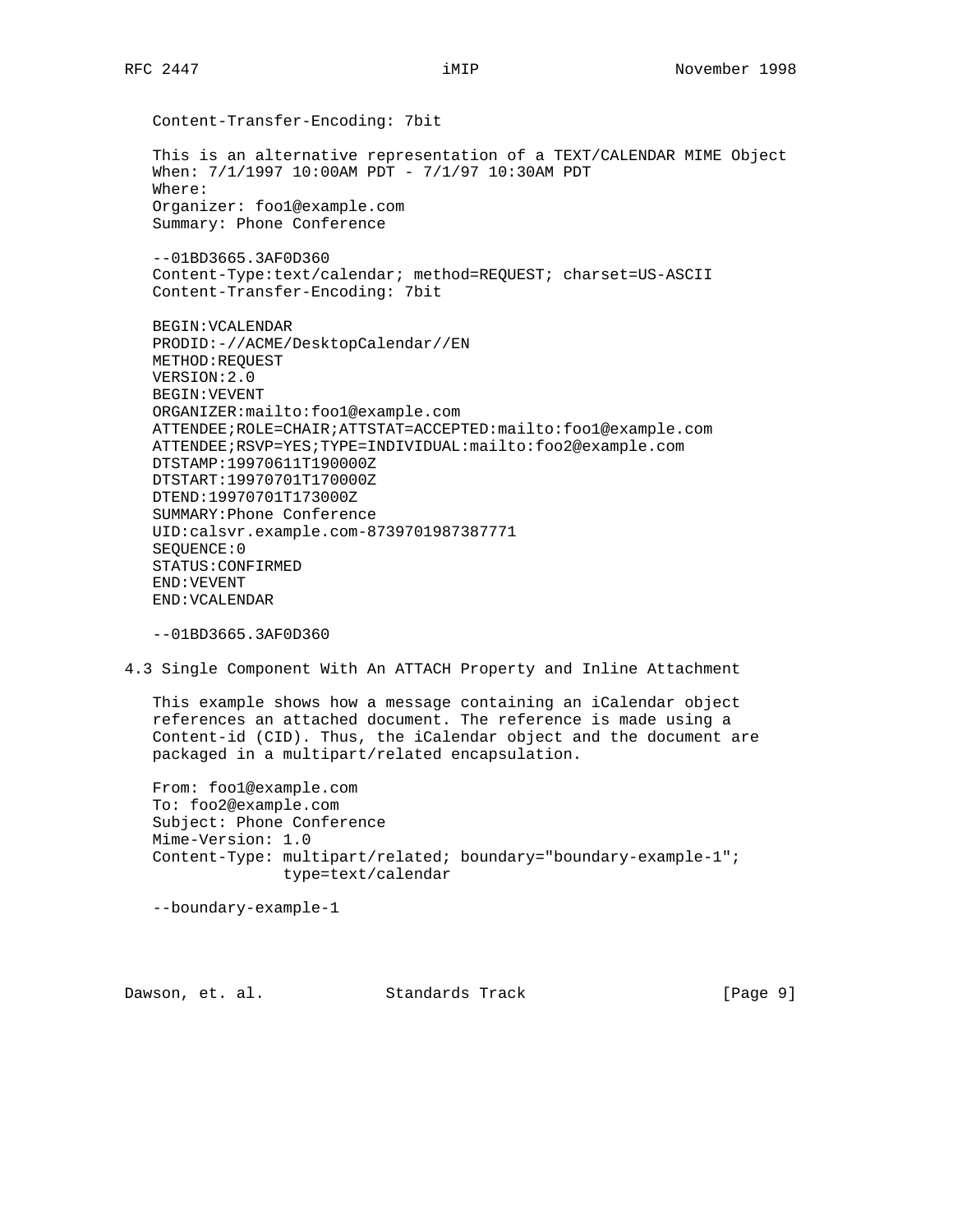```
Content-Transfer-Encoding: 7bit

This is an alternative representation of a TEXT/CALENDAR MIME Object
When: 7/1/1997 10:00AM PDT - 7/1/97 10:30AM PDT
Where:
Organizer: foo1@example.com
Summary: Phone Conference

--01BD3665.3AF0D360
Content-Type:text/calendar; method=REQUEST; charset=US-ASCII
Content-Transfer-Encoding: 7bit

BEGIN:VCALENDAR
PRODID:-//ACME/DesktopCalendar//EN
METHOD:REQUEST
VERSION:2.0
BEGIN:VEVENT
ORGANIZER:mailto:foo1@example.com
ATTENDEE;ROLE=CHAIR;ATTSTAT=ACCEPTED:mailto:foo1@example.com
ATTENDEE;RSVP=YES;TYPE=INDIVIDUAL:mailto:foo2@example.com
DTSTAMP:19970611T190000Z
DTSTART:19970701T170000Z
DTEND:19970701T173000Z
SUMMARY:Phone Conference
UID:calsvr.example.com-8739701987387771
SEQUENCE:0
STATUS:CONFIRMED
END:VEVENT
END:VCALENDAR

--01BD3665.3AF0D360
```

## 4.3 Single Component With An ATTACH Property and Inline Attachment

This example shows how a message containing an iCalendar object references an attached document. The reference is made using a Content-id (CID). Thus, the iCalendar object and the document are packaged in a multipart/related encapsulation.

```
From: foo1@example.com
To: foo2@example.com
Subject: Phone Conference
Mime-Version: 1.0
Content-Type: multipart/related; boundary="boundary-example-1";
              type=text/calendar

--boundary-example-1
```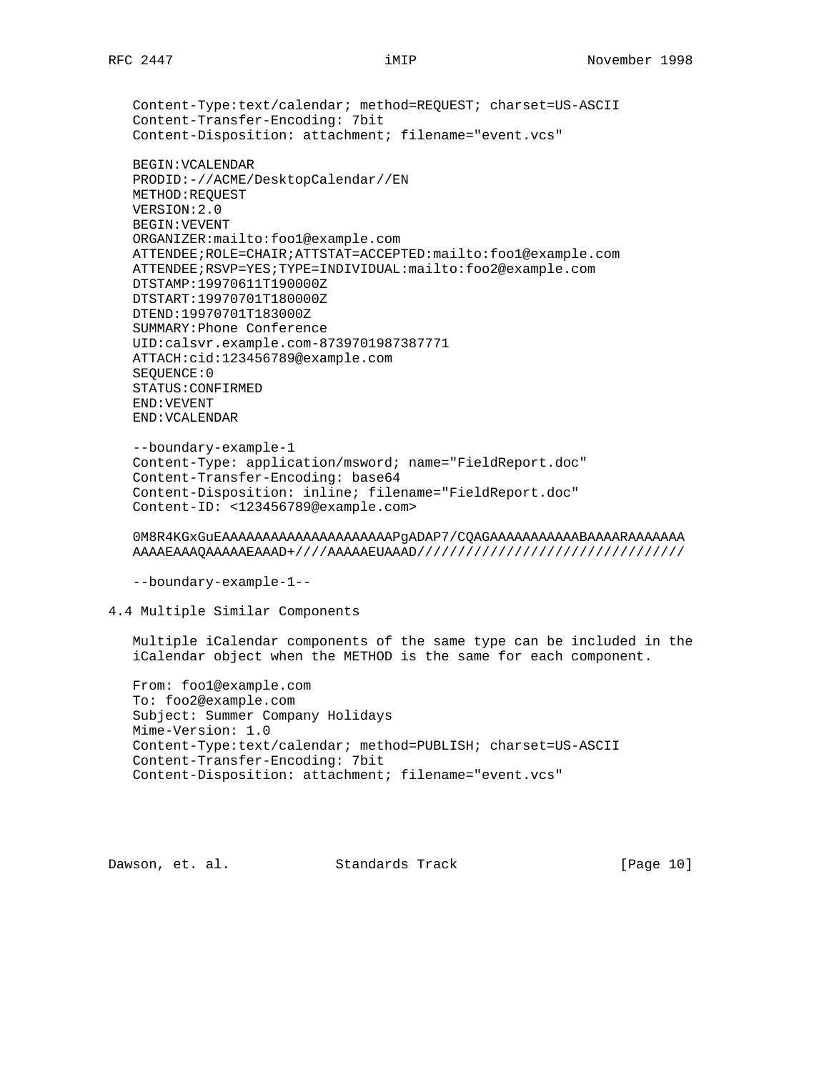```
Content-Type:text/calendar; method=REQUEST; charset=US-ASCII
Content-Transfer-Encoding: 7bit
Content-Disposition: attachment; filename="event.vcs"

BEGIN:VCALENDAR
PRODID:-//ACME/DesktopCalendar//EN
METHOD:REQUEST
VERSION:2.0
BEGIN:VEVENT
ORGANIZER:mailto:foo1@example.com
ATTENDEE;ROLE=CHAIR;ATTSTAT=ACCEPTED:mailto:foo1@example.com
ATTENDEE;RSVP=YES;TYPE=INDIVIDUAL:mailto:foo2@example.com
DTSTAMP:19970611T190000Z
DTSTART:19970701T180000Z
DTEND:19970701T183000Z
SUMMARY:Phone Conference
UID:calsvr.example.com-8739701987387771
ATTACH:cid:123456789@example.com
SEQUENCE:0
STATUS:CONFIRMED
END:VEVENT
END:VCALENDAR

--boundary-example-1
Content-Type: application/msword; name="FieldReport.doc"
Content-Transfer-Encoding: base64
Content-Disposition: inline; filename="FieldReport.doc"
Content-ID: <123456789@example.com>

0M8R4KGxGuEAAAAAAAAAAAAAAAAAAAAAPgADAP7/CQAGAAAAAAAAAAAABAAAARAAAAAAA
AAAAEAAAQAAAAAEAAAD+////AAAAAEUAAAD////////////////////////////////

--boundary-example-1--
```

## 4.4 Multiple Similar Components

Multiple iCalendar components of the same type can be included in the iCalendar object when the METHOD is the same for each component.

```
From: foo1@example.com
To: foo2@example.com
Subject: Summer Company Holidays
Mime-Version: 1.0
Content-Type:text/calendar; method=PUBLISH; charset=US-ASCII
Content-Transfer-Encoding: 7bit
Content-Disposition: attachment; filename="event.vcs"
```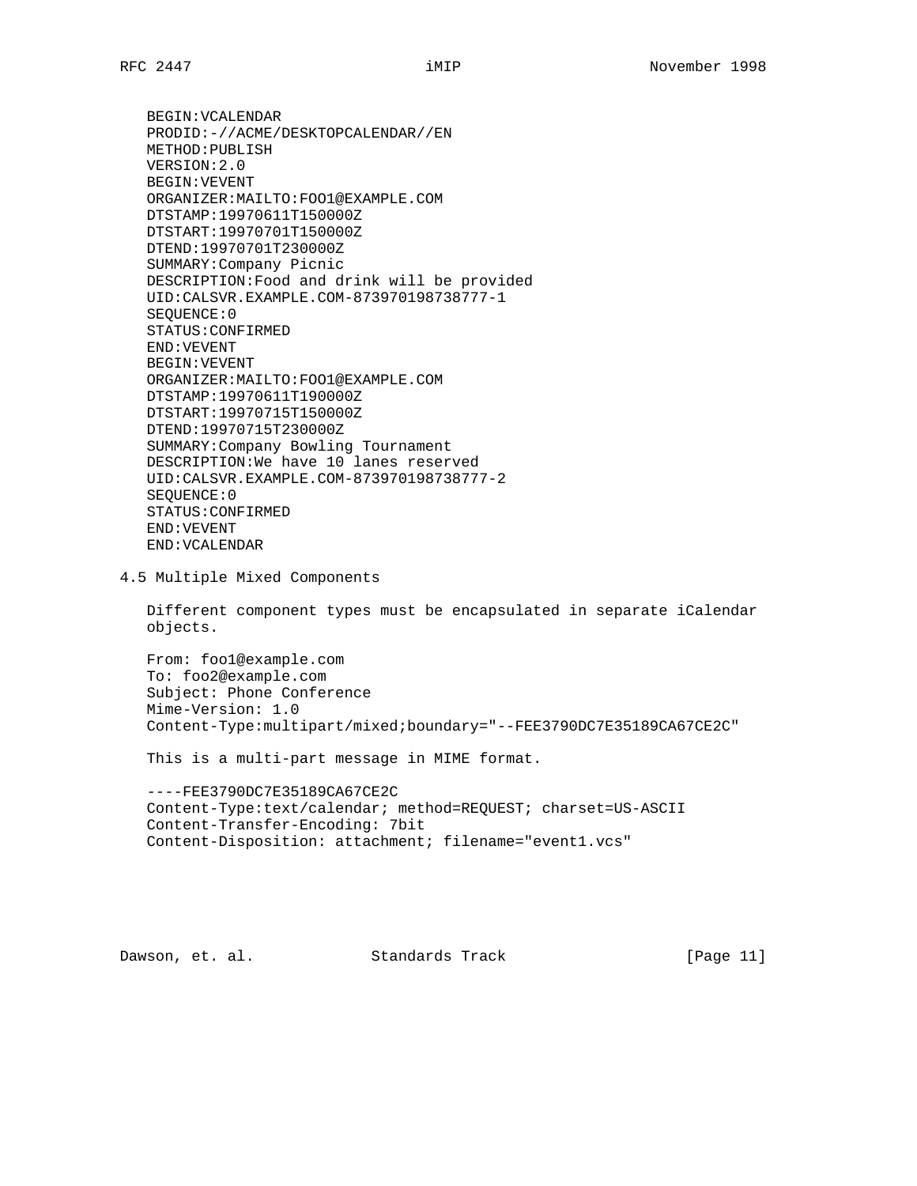```
BEGIN:VCALENDAR
PRODID:-//ACME/DESKTOPCALENDAR//EN
METHOD:PUBLISH
VERSION:2.0
BEGIN:VEVENT
ORGANIZER:MAILTO:FOO1@EXAMPLE.COM
DTSTAMP:19970611T150000Z
DTSTART:19970701T150000Z
DTEND:19970701T230000Z
SUMMARY:Company Picnic
DESCRIPTION:Food and drink will be provided
UID:CALSVR.EXAMPLE.COM-873970198738777-1
SEQUENCE:0
STATUS:CONFIRMED
END:VEVENT
BEGIN:VEVENT
ORGANIZER:MAILTO:FOO1@EXAMPLE.COM
DTSTAMP:19970611T190000Z
DTSTART:19970715T150000Z
DTEND:19970715T230000Z
SUMMARY:Company Bowling Tournament
DESCRIPTION:We have 10 lanes reserved
UID:CALSVR.EXAMPLE.COM-873970198738777-2
SEQUENCE:0
STATUS:CONFIRMED
END:VEVENT
END:VCALENDAR
```

## 4.5 Multiple Mixed Components

Different component types must be encapsulated in separate iCalendar objects.

```
From: foo1@example.com
To: foo2@example.com
Subject: Phone Conference
Mime-Version: 1.0
Content-Type:multipart/mixed;boundary="--FEE3790DC7E35189CA67CE2C"

This is a multi-part message in MIME format.

----FEE3790DC7E35189CA67CE2C
Content-Type:text/calendar; method=REQUEST; charset=US-ASCII
Content-Transfer-Encoding: 7bit
Content-Disposition: attachment; filename="event1.vcs"
```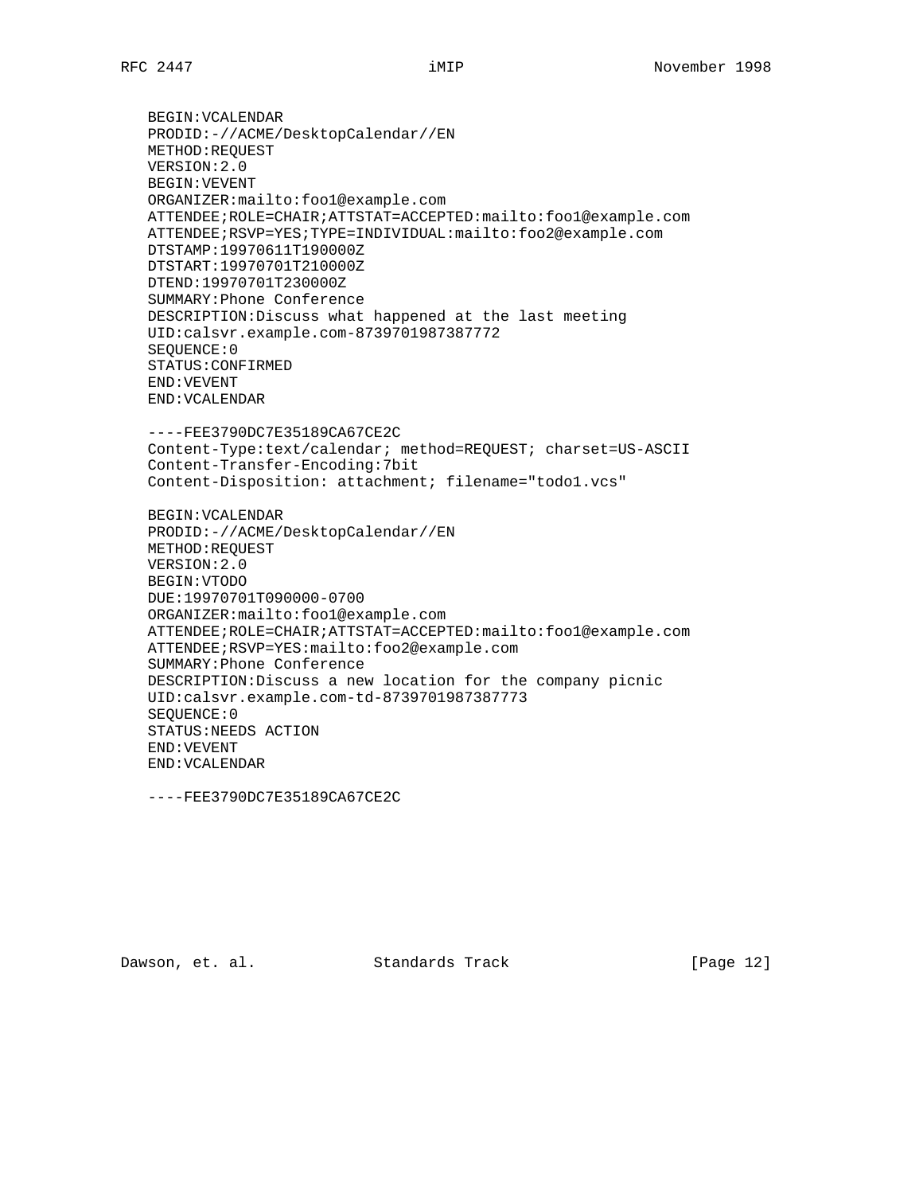```
BEGIN:VCALENDAR
PRODID:-//ACME/DesktopCalendar//EN
METHOD:REQUEST
VERSION:2.0
BEGIN:VEVENT
ORGANIZER:mailto:foo1@example.com
ATTENDEE;ROLE=CHAIR;ATTSTAT=ACCEPTED:mailto:foo1@example.com
ATTENDEE;RSVP=YES;TYPE=INDIVIDUAL:mailto:foo2@example.com
DTSTAMP:19970611T190000Z
DTSTART:19970701T210000Z
DTEND:19970701T230000Z
SUMMARY:Phone Conference
DESCRIPTION:Discuss what happened at the last meeting
UID:calsvr.example.com-8739701987387772
SEQUENCE:0
STATUS:CONFIRMED
END:VEVENT
END:VCALENDAR

----FEE3790DC7E35189CA67CE2C
Content-Type:text/calendar; method=REQUEST; charset=US-ASCII
Content-Transfer-Encoding:7bit
Content-Disposition: attachment; filename="todo1.vcs"

BEGIN:VCALENDAR
PRODID:-//ACME/DesktopCalendar//EN
METHOD:REQUEST
VERSION:2.0
BEGIN:VTODO
DUE:19970701T090000-0700
ORGANIZER:mailto:foo1@example.com
ATTENDEE;ROLE=CHAIR;ATTSTAT=ACCEPTED:mailto:foo1@example.com
ATTENDEE;RSVP=YES:mailto:foo2@example.com
SUMMARY:Phone Conference
DESCRIPTION:Discuss a new location for the company picnic
UID:calsvr.example.com-td-8739701987387773
SEQUENCE:0
STATUS:NEEDS ACTION
END:VEVENT
END:VCALENDAR

----FEE3790DC7E35189CA67CE2C
```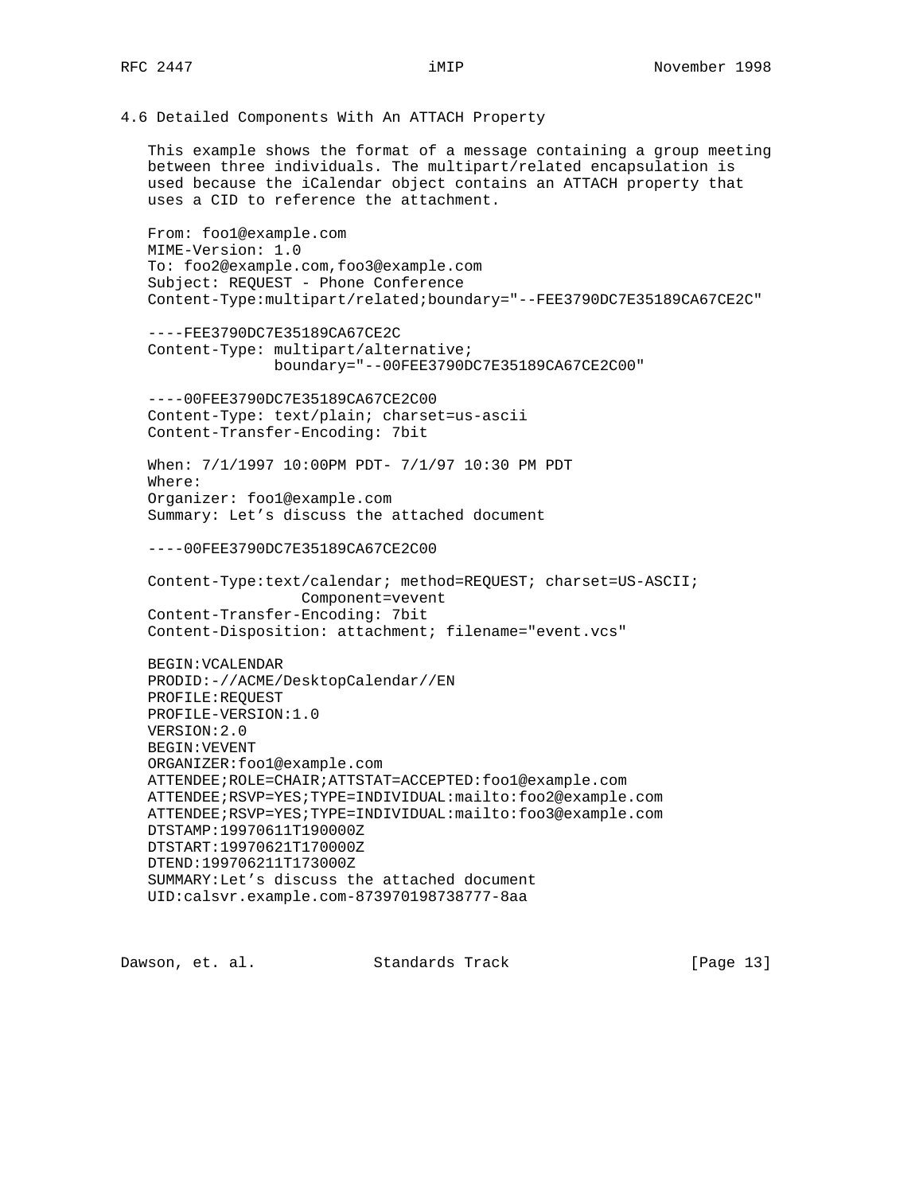### 4.6 Detailed Components With An ATTACH Property

This example shows the format of a message containing a group meeting between three individuals. The multipart/related encapsulation is used because the iCalendar object contains an ATTACH property that uses a CID to reference the attachment.

```
From: foo1@example.com
MIME-Version: 1.0
To: foo2@example.com,foo3@example.com
Subject: REQUEST - Phone Conference
Content-Type:multipart/related;boundary="--FEE3790DC7E35189CA67CE2C"

----FEE3790DC7E35189CA67CE2C
Content-Type: multipart/alternative;
              boundary="--00FEE3790DC7E35189CA67CE2C00"

----00FEE3790DC7E35189CA67CE2C00
Content-Type: text/plain; charset=us-ascii
Content-Transfer-Encoding: 7bit

When: 7/1/1997 10:00PM PDT- 7/1/97 10:30 PM PDT
Where:
Organizer: foo1@example.com
Summary: Let's discuss the attached document

----00FEE3790DC7E35189CA67CE2C00

Content-Type:text/calendar; method=REQUEST; charset=US-ASCII;
                 Component=vevent
Content-Transfer-Encoding: 7bit
Content-Disposition: attachment; filename="event.vcs"

BEGIN:VCALENDAR
PRODID:-//ACME/DesktopCalendar//EN
PROFILE:REQUEST
PROFILE-VERSION:1.0
VERSION:2.0
BEGIN:VEVENT
ORGANIZER:foo1@example.com
ATTENDEE;ROLE=CHAIR;ATTSTAT=ACCEPTED:foo1@example.com
ATTENDEE;RSVP=YES;TYPE=INDIVIDUAL:mailto:foo2@example.com
ATTENDEE;RSVP=YES;TYPE=INDIVIDUAL:mailto:foo3@example.com
DTSTAMP:19970611T190000Z
DTSTART:19970621T170000Z
DTEND:199706211T173000Z
SUMMARY:Let's discuss the attached document
UID:calsvr.example.com-873970198738777-8aa
```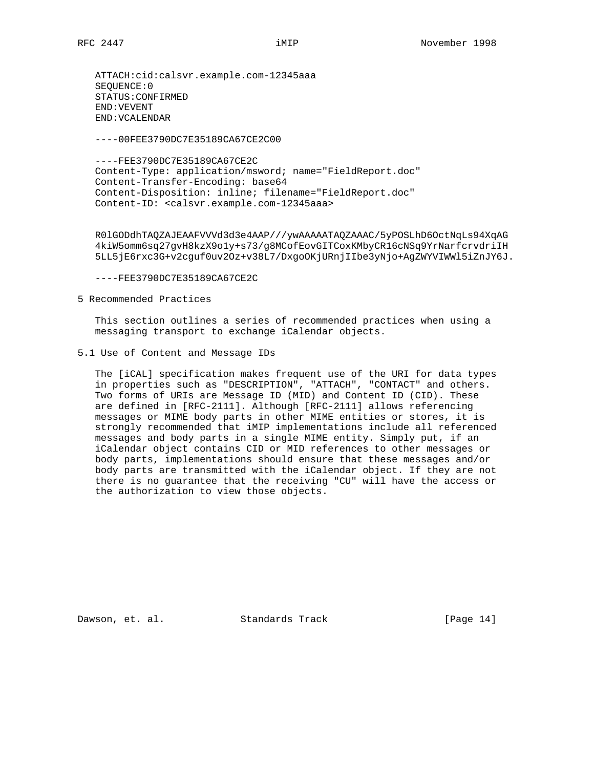```
ATTACH:cid:calsvr.example.com-12345aaa
SEQUENCE:0
STATUS:CONFIRMED
END:VEVENT
END:VCALENDAR

----00FEE3790DC7E35189CA67CE2C00

----FEE3790DC7E35189CA67CE2C
Content-Type: application/msword; name="FieldReport.doc"
Content-Transfer-Encoding: base64
Content-Disposition: inline; filename="FieldReport.doc"
Content-ID: <calsvr.example.com-12345aaa>


R0lGODdhTAQZAJEAAFVVVd3d3e4AAP///ywAAAAATAQZAAAC/5yPOSLhD6OctNqLs94XqAG
4kiW5omm6sq27gvH8kzX9o1y+s73/g8MCofEovGITCoxKMbyCR16cNSq9YrNarfcrvdriIH
5LL5jE6rxc3G+v2cguf0uv2Oz+v38L7/DxgoOKjURnjIIbe3yNjo+AgZWYVIWWl5iZnJY6J.

----FEE3790DC7E35189CA67CE2C
```

## 5 Recommended Practices

This section outlines a series of recommended practices when using a messaging transport to exchange iCalendar objects.

### 5.1 Use of Content and Message IDs

The [iCAL] specification makes frequent use of the URI for data types in properties such as "DESCRIPTION", "ATTACH", "CONTACT" and others. Two forms of URIs are Message ID (MID) and Content ID (CID). These are defined in [RFC-2111]. Although [RFC-2111] allows referencing messages or MIME body parts in other MIME entities or stores, it is strongly recommended that iMIP implementations include all referenced messages and body parts in a single MIME entity. Simply put, if an iCalendar object contains CID or MID references to other messages or body parts, implementations should ensure that these messages and/or body parts are transmitted with the iCalendar object. If they are not there is no guarantee that the receiving "CU" will have the access or the authorization to view those objects.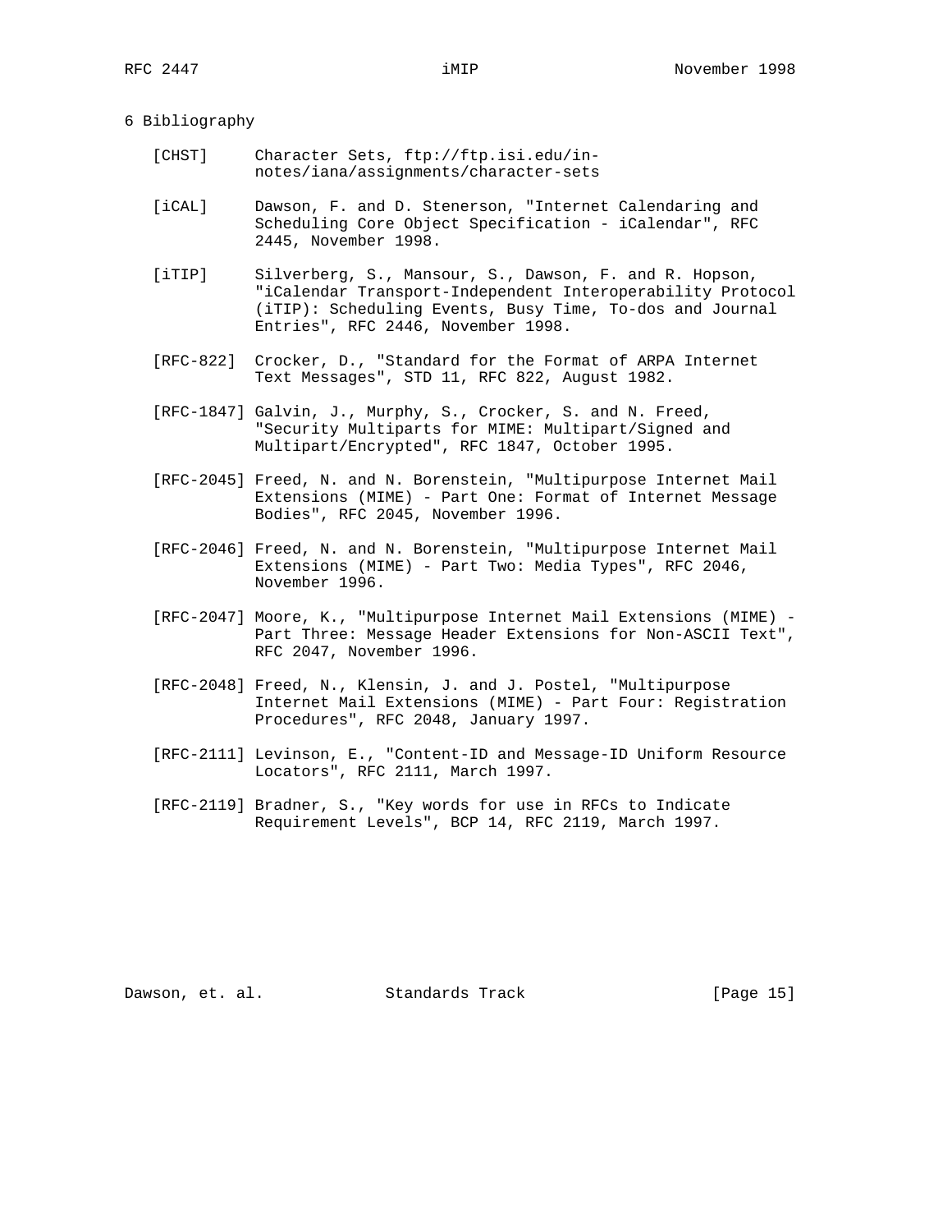## 6 Bibliography

[CHST] Character Sets, ftp://ftp.isi.edu/in-notes/iana/assignments/character-sets

[iCAL] Dawson, F. and D. Stenerson, "Internet Calendaring and Scheduling Core Object Specification - iCalendar", RFC 2445, November 1998.

[iTIP] Silverberg, S., Mansour, S., Dawson, F. and R. Hopson, "iCalendar Transport-Independent Interoperability Protocol (iTIP): Scheduling Events, Busy Time, To-dos and Journal Entries", RFC 2446, November 1998.

[RFC-822] Crocker, D., "Standard for the Format of ARPA Internet Text Messages", STD 11, RFC 822, August 1982.

[RFC-1847] Galvin, J., Murphy, S., Crocker, S. and N. Freed, "Security Multiparts for MIME: Multipart/Signed and Multipart/Encrypted", RFC 1847, October 1995.

[RFC-2045] Freed, N. and N. Borenstein, "Multipurpose Internet Mail Extensions (MIME) - Part One: Format of Internet Message Bodies", RFC 2045, November 1996.

[RFC-2046] Freed, N. and N. Borenstein, "Multipurpose Internet Mail Extensions (MIME) - Part Two: Media Types", RFC 2046, November 1996.

[RFC-2047] Moore, K., "Multipurpose Internet Mail Extensions (MIME) - Part Three: Message Header Extensions for Non-ASCII Text", RFC 2047, November 1996.

[RFC-2048] Freed, N., Klensin, J. and J. Postel, "Multipurpose Internet Mail Extensions (MIME) - Part Four: Registration Procedures", RFC 2048, January 1997.

[RFC-2111] Levinson, E., "Content-ID and Message-ID Uniform Resource Locators", RFC 2111, March 1997.

[RFC-2119] Bradner, S., "Key words for use in RFCs to Indicate Requirement Levels", BCP 14, RFC 2119, March 1997.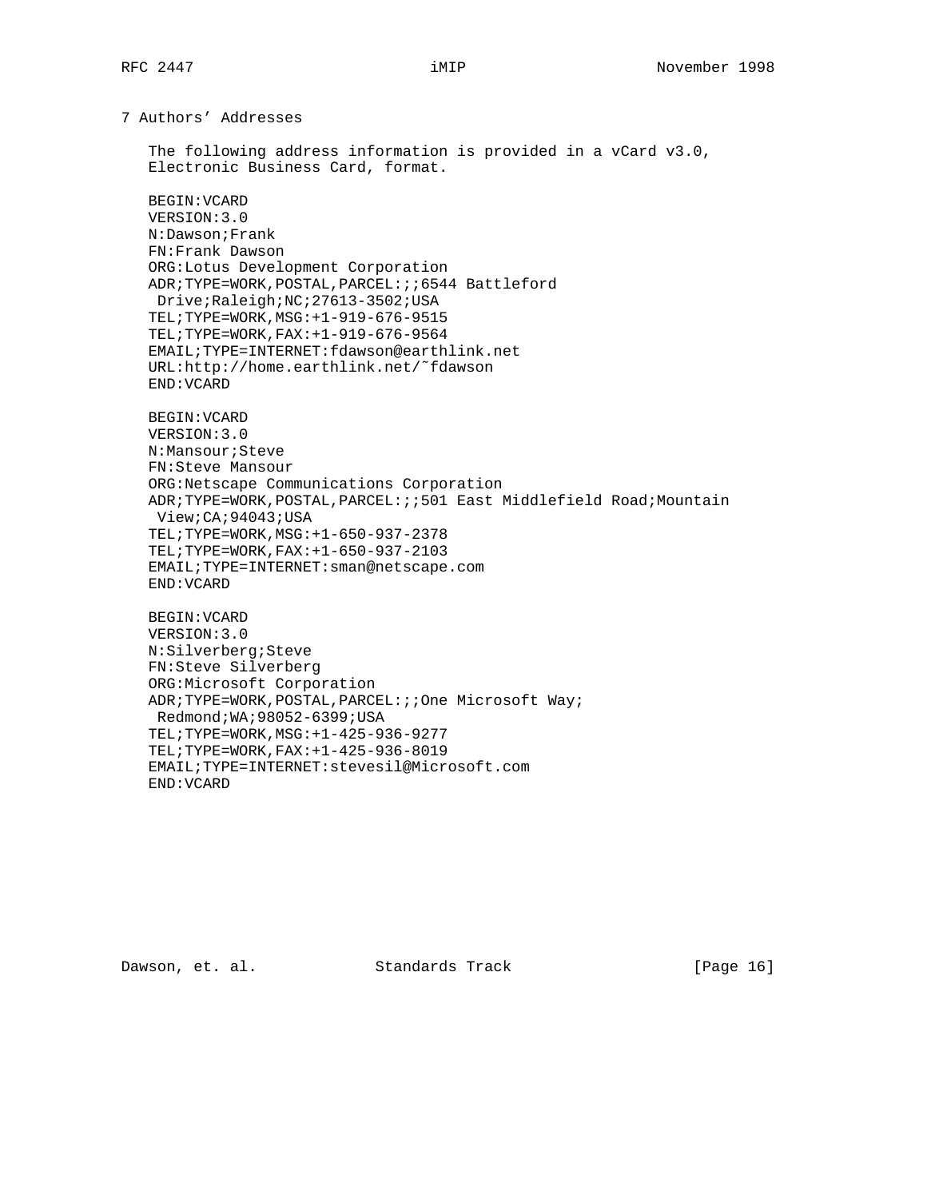## 7 Authors' Addresses

The following address information is provided in a vCard v3.0, Electronic Business Card, format.

```
BEGIN:VCARD
VERSION:3.0
N:Dawson;Frank
FN:Frank Dawson
ORG:Lotus Development Corporation
ADR;TYPE=WORK,POSTAL,PARCEL:;;6544 Battleford
 Drive;Raleigh;NC;27613-3502;USA
TEL;TYPE=WORK,MSG:+1-919-676-9515
TEL;TYPE=WORK,FAX:+1-919-676-9564
EMAIL;TYPE=INTERNET:fdawson@earthlink.net
URL:http://home.earthlink.net/~fdawson
END:VCARD

BEGIN:VCARD
VERSION:3.0
N:Mansour;Steve
FN:Steve Mansour
ORG:Netscape Communications Corporation
ADR;TYPE=WORK,POSTAL,PARCEL:;;501 East Middlefield Road;Mountain
 View;CA;94043;USA
TEL;TYPE=WORK,MSG:+1-650-937-2378
TEL;TYPE=WORK,FAX:+1-650-937-2103
EMAIL;TYPE=INTERNET:sman@netscape.com
END:VCARD

BEGIN:VCARD
VERSION:3.0
N:Silverberg;Steve
FN:Steve Silverberg
ORG:Microsoft Corporation
ADR;TYPE=WORK,POSTAL,PARCEL:;;One Microsoft Way;
 Redmond;WA;98052-6399;USA
TEL;TYPE=WORK,MSG:+1-425-936-9277
TEL;TYPE=WORK,FAX:+1-425-936-8019
EMAIL;TYPE=INTERNET:stevesil@Microsoft.com
END:VCARD
```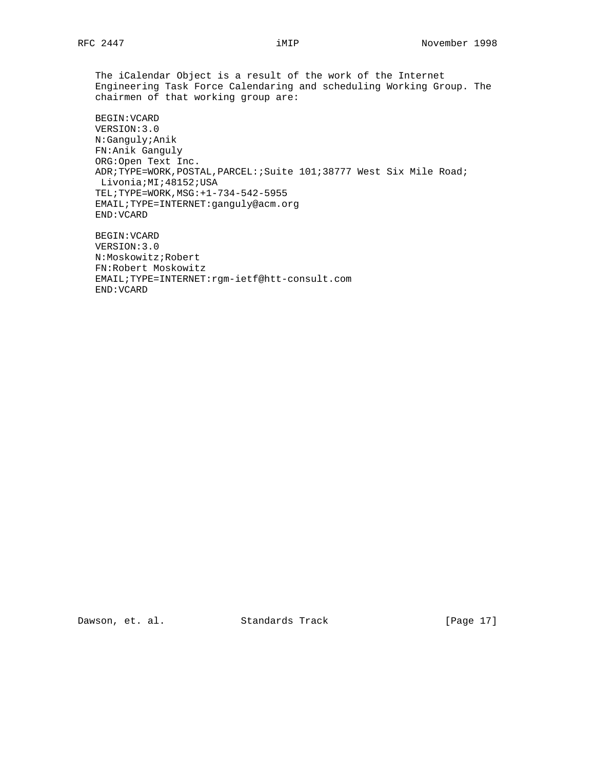The iCalendar Object is a result of the work of the Internet Engineering Task Force Calendaring and scheduling Working Group. The chairmen of that working group are:

```
BEGIN:VCARD
VERSION:3.0
N:Ganguly;Anik
FN:Anik Ganguly
ORG:Open Text Inc.
ADR;TYPE=WORK,POSTAL,PARCEL:;Suite 101;38777 West Six Mile Road;
 Livonia;MI;48152;USA
TEL;TYPE=WORK,MSG:+1-734-542-5955
EMAIL;TYPE=INTERNET:ganguly@acm.org
END:VCARD

BEGIN:VCARD
VERSION:3.0
N:Moskowitz;Robert
FN:Robert Moskowitz
EMAIL;TYPE=INTERNET:rgm-ietf@htt-consult.com
END:VCARD
```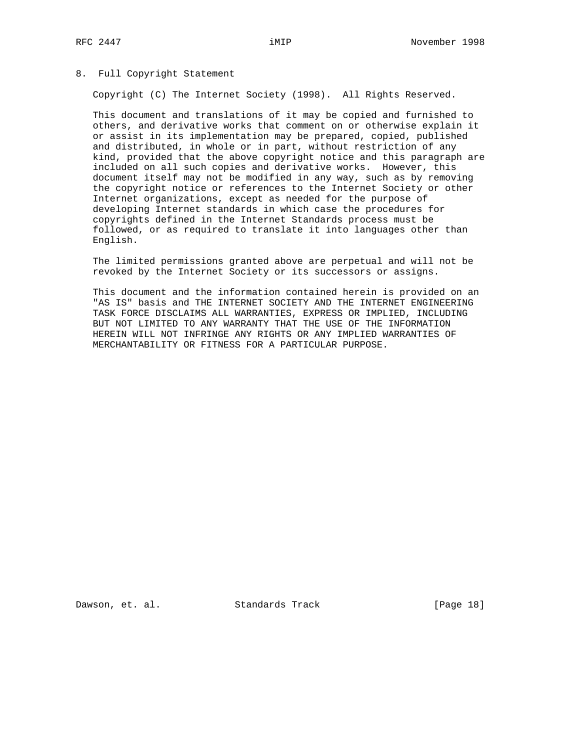## 8. Full Copyright Statement

Copyright (C) The Internet Society (1998). All Rights Reserved.

This document and translations of it may be copied and furnished to others, and derivative works that comment on or otherwise explain it or assist in its implementation may be prepared, copied, published and distributed, in whole or in part, without restriction of any kind, provided that the above copyright notice and this paragraph are included on all such copies and derivative works. However, this document itself may not be modified in any way, such as by removing the copyright notice or references to the Internet Society or other Internet organizations, except as needed for the purpose of developing Internet standards in which case the procedures for copyrights defined in the Internet Standards process must be followed, or as required to translate it into languages other than English.

The limited permissions granted above are perpetual and will not be revoked by the Internet Society or its successors or assigns.

This document and the information contained herein is provided on an "AS IS" basis and THE INTERNET SOCIETY AND THE INTERNET ENGINEERING TASK FORCE DISCLAIMS ALL WARRANTIES, EXPRESS OR IMPLIED, INCLUDING BUT NOT LIMITED TO ANY WARRANTY THAT THE USE OF THE INFORMATION HEREIN WILL NOT INFRINGE ANY RIGHTS OR ANY IMPLIED WARRANTIES OF MERCHANTABILITY OR FITNESS FOR A PARTICULAR PURPOSE.